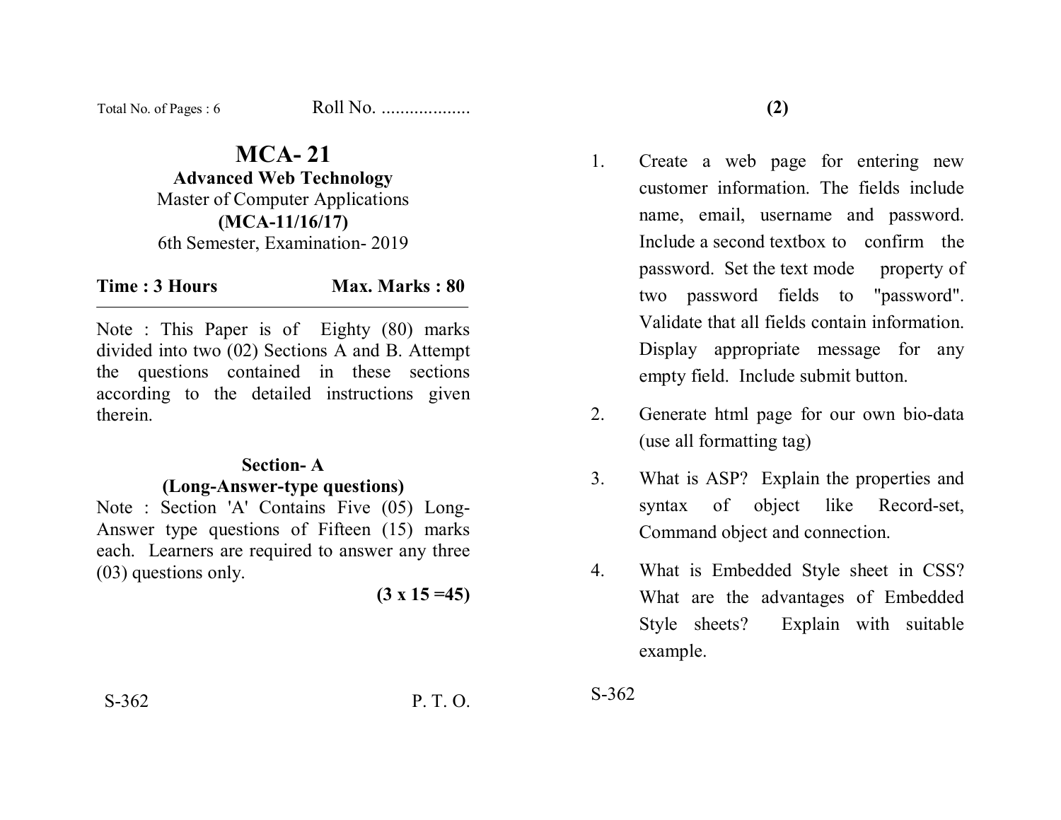Total No. of Pages : 6 Roll No. ..................

# MCA- 21

## Advanced Web Technology

Master of Computer Applications

**(MCA-11/16/17)**

6th Semester, Examination- 2019

**Time : 3 Hours** **Max. Marks : 80**

Note : This Paper is of Eighty (80) marks divided into two (02) Sections A and B. Attempt the questions contained in these sections according to the detailed instructions given therein.

### Section- A
### (Long-Answer-type questions)

Note : Section 'A' Contains Five (05) Long-Answer type questions of Fifteen (15) marks each. Learners are required to answer any three (03) questions only.

**(3 x 15 =45)**

S-362 P. T. O.

1. Create a web page for entering new customer information. The fields include name, email, username and password. Include a second textbox to confirm the password. Set the text mode property of two password fields to "password". Validate that all fields contain information. Display appropriate message for any empty field. Include submit button.

2. Generate html page for our own bio-data (use all formatting tag)

3. What is ASP? Explain the properties and syntax of object like Record-set, Command object and connection.

4. What is Embedded Style sheet in CSS? What are the advantages of Embedded Style sheets? Explain with suitable example.

S-362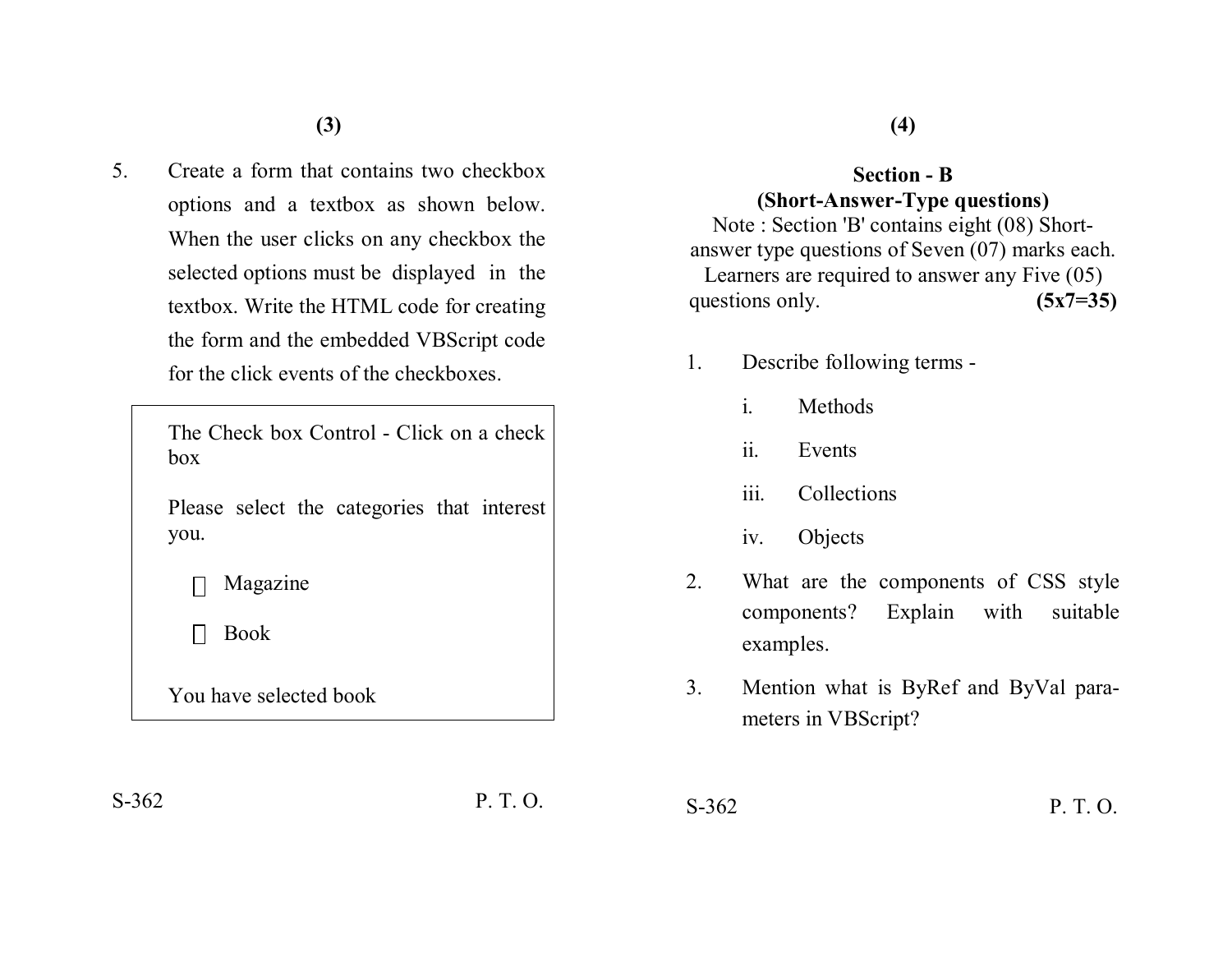5. Create a form that contains two checkbox options and a textbox as shown below. When the user clicks on any checkbox the selected options must be displayed in the textbox. Write the HTML code for creating the form and the embedded VBScript code for the click events of the checkboxes.

```
The Check box Control - Click on a check box

Please select the categories that interest you.

☐ Magazine

☐ Book

You have selected book
```

## Section - B
### (Short-Answer-Type questions)

Note : Section 'B' contains eight (08) Short-answer type questions of Seven (07) marks each. Learners are required to answer any Five (05) questions only. **(5x7=35)**

1. Describe following terms -
   - i. Methods
   - ii. Events
   - iii. Collections
   - iv. Objects
2. What are the components of CSS style components? Explain with suitable examples.
3. Mention what is ByRef and ByVal parameters in VBScript?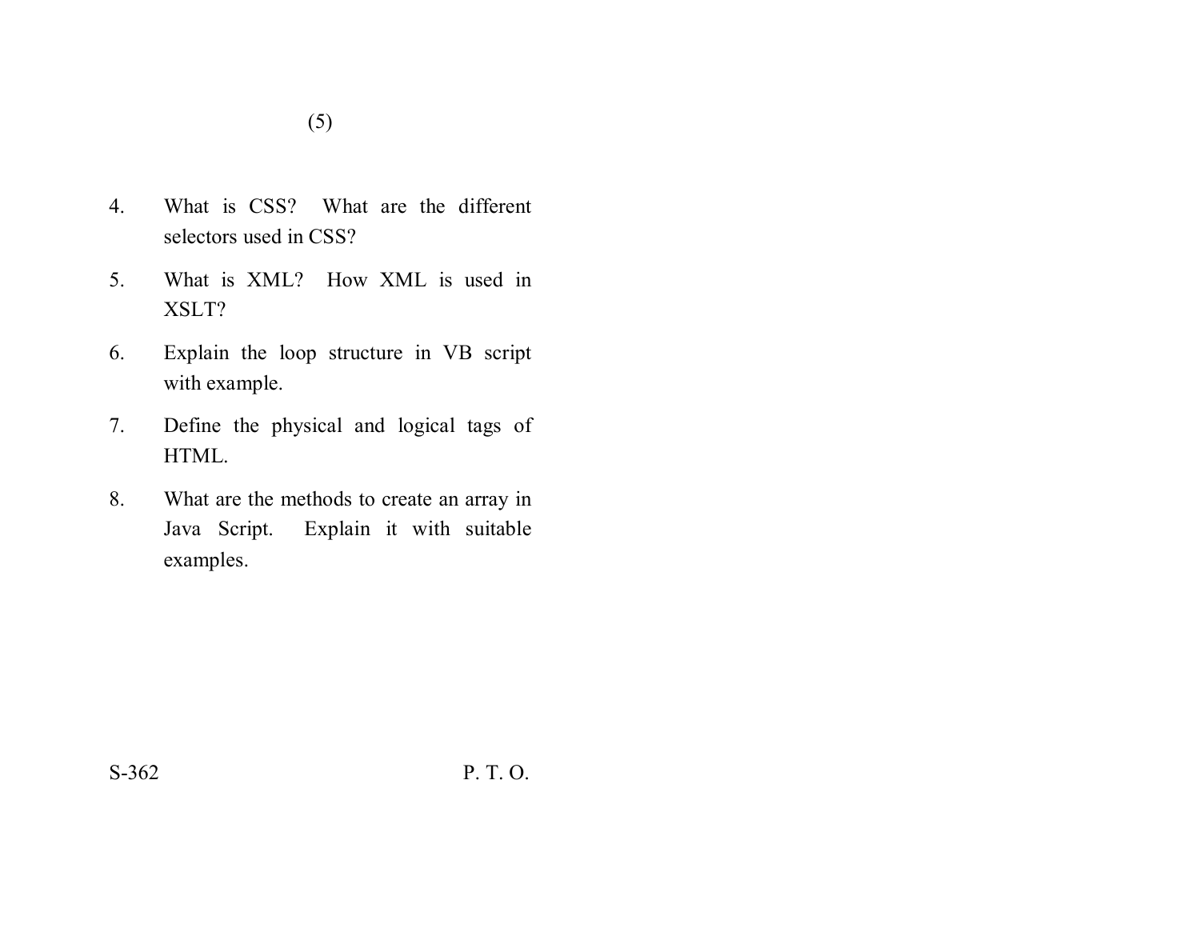4. What is CSS? What are the different selectors used in CSS?

5. What is XML? How XML is used in XSLT?

6. Explain the loop structure in VB script with example.

7. Define the physical and logical tags of HTML.

8. What are the methods to create an array in Java Script. Explain it with suitable examples.

S-362 P. T. O.